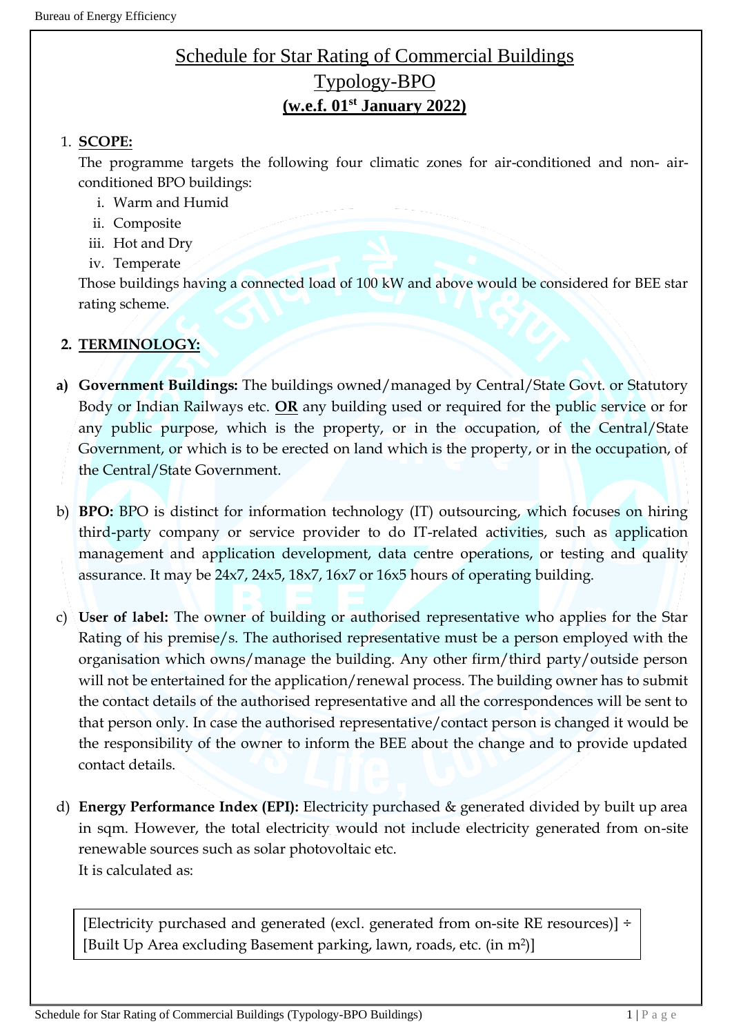# Schedule for Star Rating of Commercial Buildings

## Typology-BPO

### (w.e.f. 01st January 2022)

1. **SCOPE:**

   The programme targets the following four climatic zones for air-conditioned and non- air-conditioned BPO buildings:

   i. Warm and Humid
   ii. Composite
   iii. Hot and Dry
   iv. Temperate

   Those buildings having a connected load of 100 kW and above would be considered for BEE star rating scheme.

2. **TERMINOLOGY:**

**a) Government Buildings:** The buildings owned/managed by Central/State Govt. or Statutory Body or Indian Railways etc. **OR** any building used or required for the public service or for any public purpose, which is the property, or in the occupation, of the Central/State Government, or which is to be erected on land which is the property, or in the occupation, of the Central/State Government.

b) **BPO:** BPO is distinct for information technology (IT) outsourcing, which focuses on hiring third-party company or service provider to do IT-related activities, such as application management and application development, data centre operations, or testing and quality assurance. It may be 24x7, 24x5, 18x7, 16x7 or 16x5 hours of operating building.

c) **User of label:** The owner of building or authorised representative who applies for the Star Rating of his premise/s. The authorised representative must be a person employed with the organisation which owns/manage the building. Any other firm/third party/outside person will not be entertained for the application/renewal process. The building owner has to submit the contact details of the authorised representative and all the correspondences will be sent to that person only. In case the authorised representative/contact person is changed it would be the responsibility of the owner to inform the BEE about the change and to provide updated contact details.

d) **Energy Performance Index (EPI):** Electricity purchased & generated divided by built up area in sqm. However, the total electricity would not include electricity generated from on-site renewable sources such as solar photovoltaic etc.
It is calculated as:

| [Electricity purchased and generated (excl. generated from on-site RE resources)] ÷ [Built Up Area excluding Basement parking, lawn, roads, etc. (in $m^2$)] |
|---|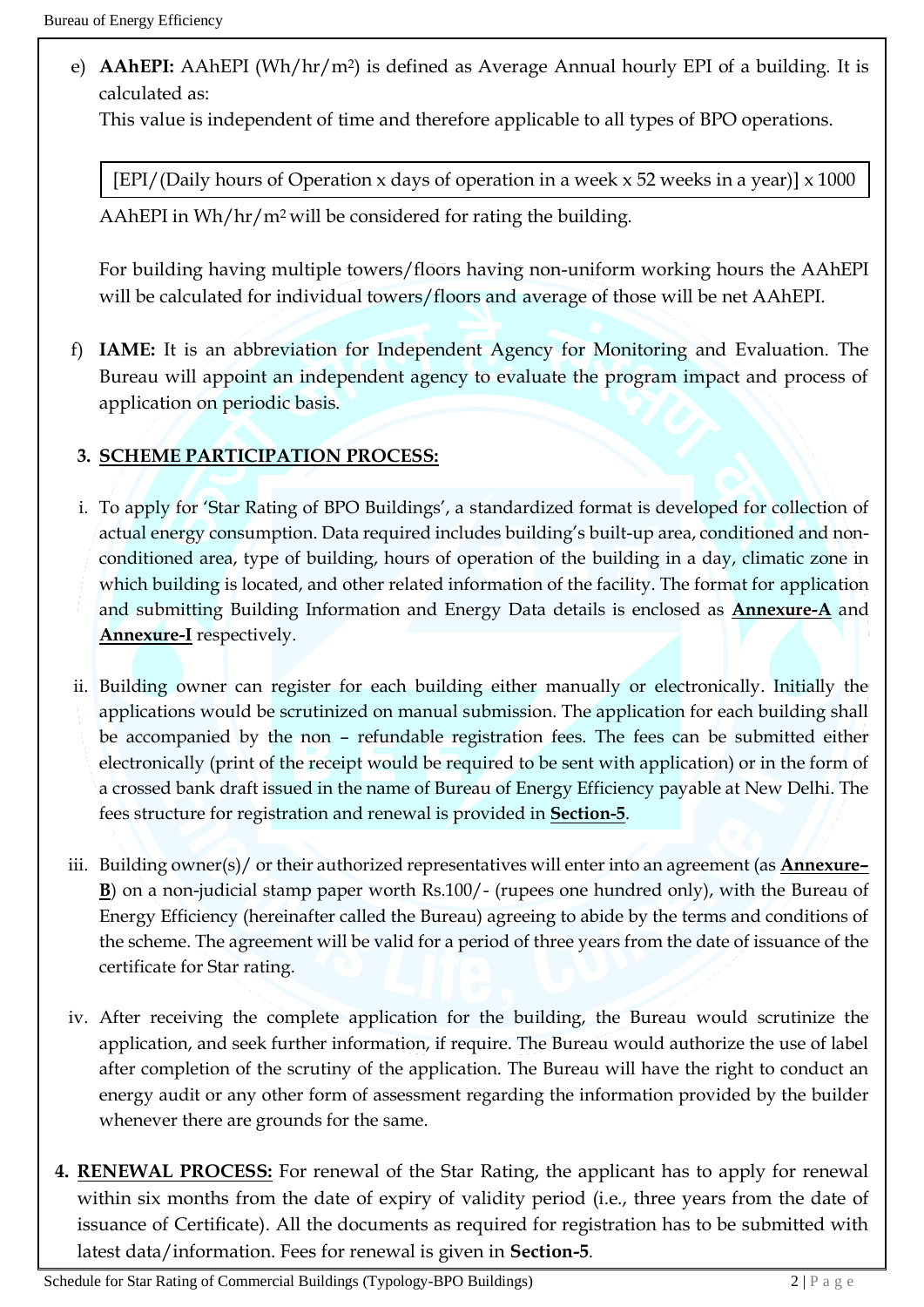e) **AAhEPI:** AAhEPI (Wh/hr/m²) is defined as Average Annual hourly EPI of a building. It is calculated as:

This value is independent of time and therefore applicable to all types of BPO operations.

[EPI/(Daily hours of Operation x days of operation in a week x 52 weeks in a year)] x 1000

AAhEPI in Wh/hr/m² will be considered for rating the building.

For building having multiple towers/floors having non-uniform working hours the AAhEPI will be calculated for individual towers/floors and average of those will be net AAhEPI.

f) **IAME:** It is an abbreviation for Independent Agency for Monitoring and Evaluation. The Bureau will appoint an independent agency to evaluate the program impact and process of application on periodic basis.

## 3. SCHEME PARTICIPATION PROCESS:

i. To apply for 'Star Rating of BPO Buildings', a standardized format is developed for collection of actual energy consumption. Data required includes building's built-up area, conditioned and non-conditioned area, type of building, hours of operation of the building in a day, climatic zone in which building is located, and other related information of the facility. The format for application and submitting Building Information and Energy Data details is enclosed as **Annexure-A** and **Annexure-I** respectively.

ii. Building owner can register for each building either manually or electronically. Initially the applications would be scrutinized on manual submission. The application for each building shall be accompanied by the non – refundable registration fees. The fees can be submitted either electronically (print of the receipt would be required to be sent with application) or in the form of a crossed bank draft issued in the name of Bureau of Energy Efficiency payable at New Delhi. The fees structure for registration and renewal is provided in **Section-5**.

iii. Building owner(s)/ or their authorized representatives will enter into an agreement (as **Annexure–B**) on a non-judicial stamp paper worth Rs.100/- (rupees one hundred only), with the Bureau of Energy Efficiency (hereinafter called the Bureau) agreeing to abide by the terms and conditions of the scheme. The agreement will be valid for a period of three years from the date of issuance of the certificate for Star rating.

iv. After receiving the complete application for the building, the Bureau would scrutinize the application, and seek further information, if require. The Bureau would authorize the use of label after completion of the scrutiny of the application. The Bureau will have the right to conduct an energy audit or any other form of assessment regarding the information provided by the builder whenever there are grounds for the same.

**4. RENEWAL PROCESS:** For renewal of the Star Rating, the applicant has to apply for renewal within six months from the date of expiry of validity period (i.e., three years from the date of issuance of Certificate). All the documents as required for registration has to be submitted with latest data/information. Fees for renewal is given in **Section-5**.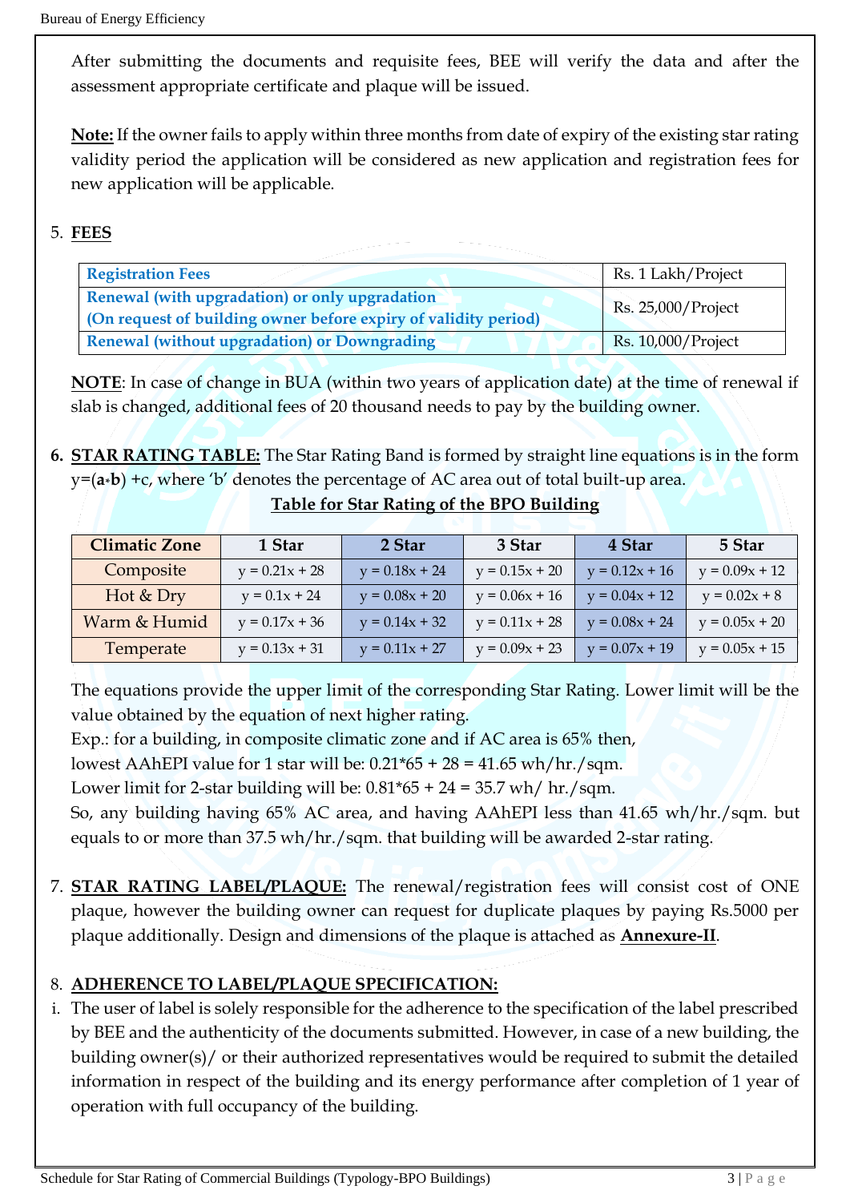After submitting the documents and requisite fees, BEE will verify the data and after the assessment appropriate certificate and plaque will be issued.

**Note:** If the owner fails to apply within three months from date of expiry of the existing star rating validity period the application will be considered as new application and registration fees for new application will be applicable.

5. **FEES**

| | |
|---|---|
| **Registration Fees** | Rs. 1 Lakh/Project |
| **Renewal (with upgradation) or only upgradation (On request of building owner before expiry of validity period)** | Rs. 25,000/Project |
| **Renewal (without upgradation) or Downgrading** | Rs. 10,000/Project |

**NOTE**: In case of change in BUA (within two years of application date) at the time of renewal if slab is changed, additional fees of 20 thousand needs to pay by the building owner.

6. **STAR RATING TABLE:** The Star Rating Band is formed by straight line equations is in the form y=(**a**\***b**) +c, where 'b' denotes the percentage of AC area out of total built-up area.

**Table for Star Rating of the BPO Building**

| Climatic Zone | 1 Star | 2 Star | 3 Star | 4 Star | 5 Star |
|---|---|---|---|---|---|
| Composite | $y = 0.21x + 28$ | $y = 0.18x + 24$ | $y = 0.15x + 20$ | $y = 0.12x + 16$ | $y = 0.09x + 12$ |
| Hot & Dry | $y = 0.1x + 24$ | $y = 0.08x + 20$ | $y = 0.06x + 16$ | $y = 0.04x + 12$ | $y = 0.02x + 8$ |
| Warm & Humid | $y = 0.17x + 36$ | $y = 0.14x + 32$ | $y = 0.11x + 28$ | $y = 0.08x + 24$ | $y = 0.05x + 20$ |
| Temperate | $y = 0.13x + 31$ | $y = 0.11x + 27$ | $y = 0.09x + 23$ | $y = 0.07x + 19$ | $y = 0.05x + 15$ |

The equations provide the upper limit of the corresponding Star Rating. Lower limit will be the value obtained by the equation of next higher rating.

Exp.: for a building, in composite climatic zone and if AC area is 65% then,

lowest AAhEPI value for 1 star will be: $0.21*65 + 28 = 41.65$ wh/hr./sqm.

Lower limit for 2-star building will be: $0.81*65 + 24 = 35.7$ wh/ hr./sqm.

So, any building having 65% AC area, and having AAhEPI less than 41.65 wh/hr./sqm. but equals to or more than 37.5 wh/hr./sqm. that building will be awarded 2-star rating.

7. **STAR RATING LABEL/PLAQUE:** The renewal/registration fees will consist cost of ONE plaque, however the building owner can request for duplicate plaques by paying Rs.5000 per plaque additionally. Design and dimensions of the plaque is attached as **Annexure-II**.

8. **ADHERENCE TO LABEL/PLAQUE SPECIFICATION:**

i. The user of label is solely responsible for the adherence to the specification of the label prescribed by BEE and the authenticity of the documents submitted. However, in case of a new building, the building owner(s)/ or their authorized representatives would be required to submit the detailed information in respect of the building and its energy performance after completion of 1 year of operation with full occupancy of the building.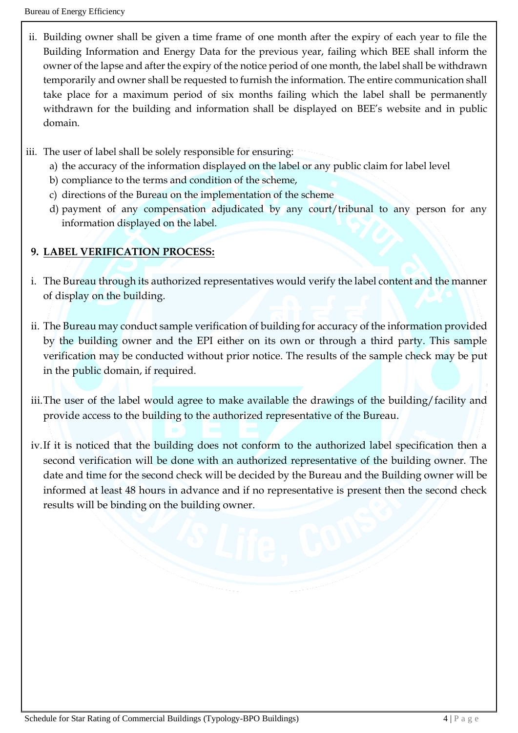ii. Building owner shall be given a time frame of one month after the expiry of each year to file the Building Information and Energy Data for the previous year, failing which BEE shall inform the owner of the lapse and after the expiry of the notice period of one month, the label shall be withdrawn temporarily and owner shall be requested to furnish the information. The entire communication shall take place for a maximum period of six months failing which the label shall be permanently withdrawn for the building and information shall be displayed on BEE's website and in public domain.

iii. The user of label shall be solely responsible for ensuring:

   a) the accuracy of the information displayed on the label or any public claim for label level
   b) compliance to the terms and condition of the scheme,
   c) directions of the Bureau on the implementation of the scheme
   d) payment of any compensation adjudicated by any court/tribunal to any person for any information displayed on the label.

## 9. LABEL VERIFICATION PROCESS:

i. The Bureau through its authorized representatives would verify the label content and the manner of display on the building.

ii. The Bureau may conduct sample verification of building for accuracy of the information provided by the building owner and the EPI either on its own or through a third party. This sample verification may be conducted without prior notice. The results of the sample check may be put in the public domain, if required.

iii. The user of the label would agree to make available the drawings of the building/facility and provide access to the building to the authorized representative of the Bureau.

iv. If it is noticed that the building does not conform to the authorized label specification then a second verification will be done with an authorized representative of the building owner. The date and time for the second check will be decided by the Bureau and the Building owner will be informed at least 48 hours in advance and if no representative is present then the second check results will be binding on the building owner.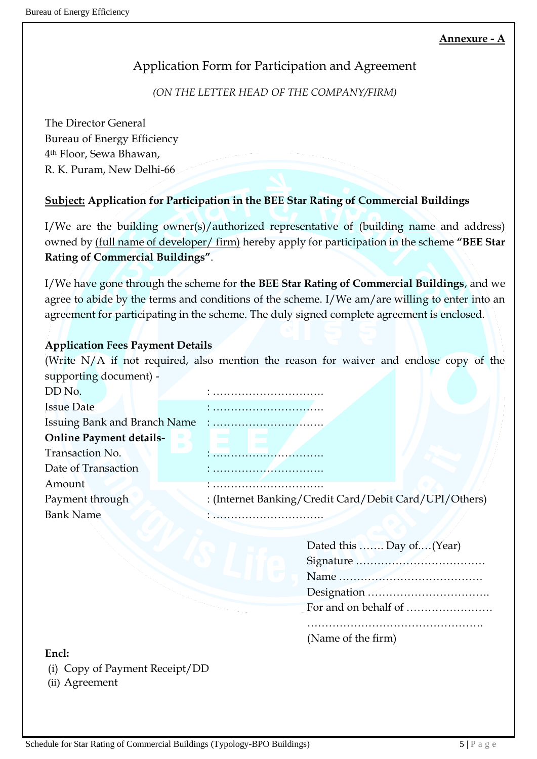**Annexure - A**

# Application Form for Participation and Agreement

*(ON THE LETTER HEAD OF THE COMPANY/FIRM)*

The Director General
Bureau of Energy Efficiency
4th Floor, Sewa Bhawan,
R. K. Puram, New Delhi-66

**Subject: Application for Participation in the BEE Star Rating of Commercial Buildings**

I/We are the building owner(s)/authorized representative of (building name and address) owned by (full name of developer/ firm) hereby apply for participation in the scheme **"BEE Star Rating of Commercial Buildings"**.

I/We have gone through the scheme for **the BEE Star Rating of Commercial Buildings**, and we agree to abide by the terms and conditions of the scheme. I/We am/are willing to enter into an agreement for participating in the scheme. The duly signed complete agreement is enclosed.

**Application Fees Payment Details**

(Write N/A if not required, also mention the reason for waiver and enclose copy of the supporting document) -

DD No. : ………………………….
Issue Date : ………………………….
Issuing Bank and Branch Name : ………………………….

**Online Payment details-**

Transaction No. : ………………………….
Date of Transaction : ………………………….
Amount : ………………………….
Payment through : (Internet Banking/Credit Card/Debit Card/UPI/Others)
Bank Name : ………………………….

Dated this ……. Day of.…(Year)
Signature ………………………………
Name …………………………………
Designation …………………………….
For and on behalf of ……………………
………………………………………….
(Name of the firm)

**Encl:**

(i) Copy of Payment Receipt/DD
(ii) Agreement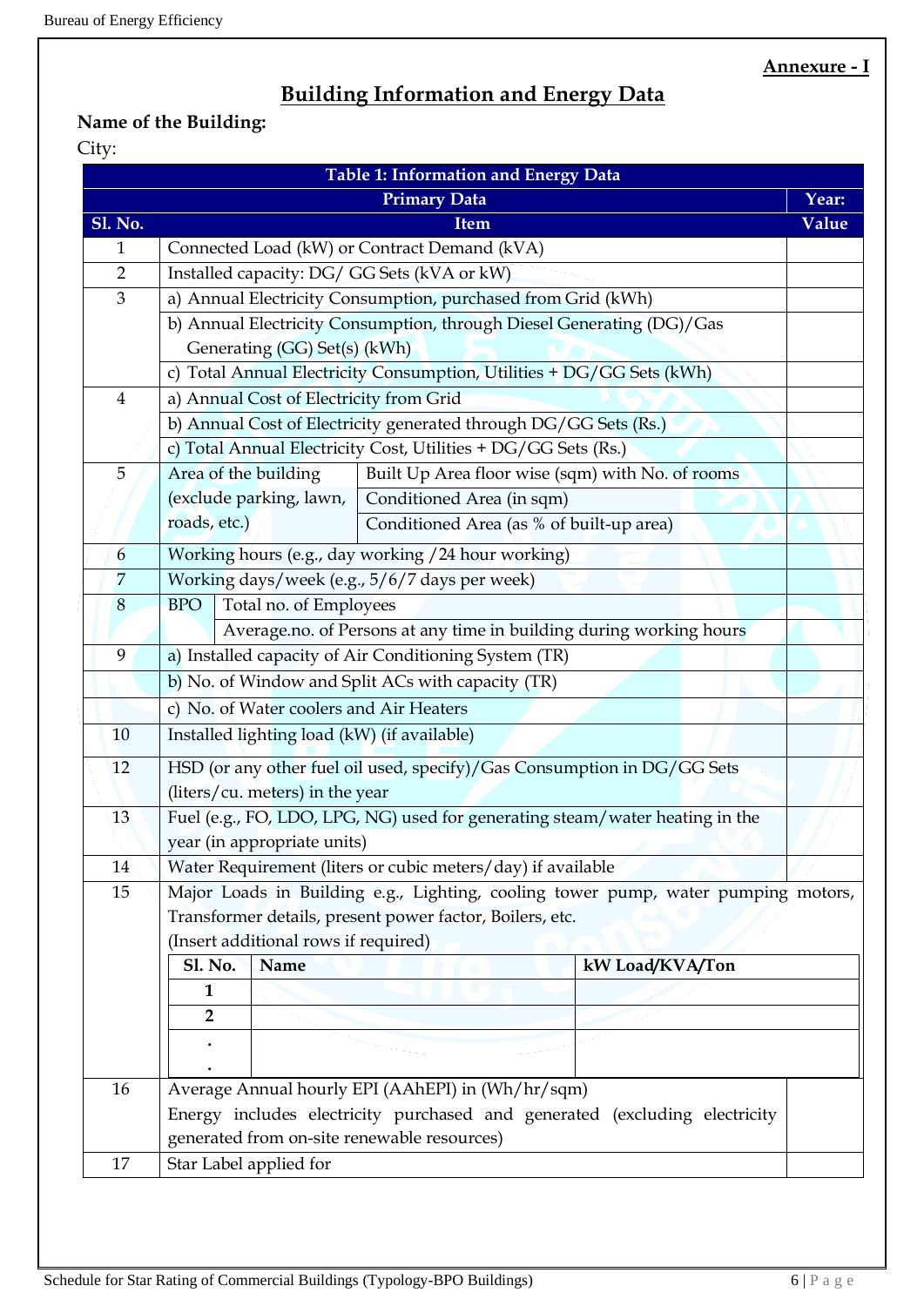**Annexure - I**

# Building Information and Energy Data

**Name of the Building:**

City:

| Table 1: Information and Energy Data | | | |
|---|---|---|---|
| | **Primary Data** | | **Year:** |
| **Sl. No.** | **Item** | | **Value** |
| 1 | Connected Load (kW) or Contract Demand (kVA) | | |
| 2 | Installed capacity: DG/ GG Sets (kVA or kW) | | |
| 3 | a) Annual Electricity Consumption, purchased from Grid (kWh) | | |
| | b) Annual Electricity Consumption, through Diesel Generating (DG)/Gas Generating (GG) Set(s) (kWh) | | |
| | c) Total Annual Electricity Consumption, Utilities + DG/GG Sets (kWh) | | |
| 4 | a) Annual Cost of Electricity from Grid | | |
| | b) Annual Cost of Electricity generated through DG/GG Sets (Rs.) | | |
| | c) Total Annual Electricity Cost, Utilities + DG/GG Sets (Rs.) | | |
| 5 | Area of the building (exclude parking, lawn, roads, etc.) | Built Up Area floor wise (sqm) with No. of rooms | |
| | | Conditioned Area (in sqm) | |
| | | Conditioned Area (as % of built-up area) | |
| 6 | Working hours (e.g., day working /24 hour working) | | |
| 7 | Working days/week (e.g., 5/6/7 days per week) | | |
| 8 | BPO | Total no. of Employees | |
| | | Average.no. of Persons at any time in building during working hours | |
| 9 | a) Installed capacity of Air Conditioning System (TR) | | |
| | b) No. of Window and Split ACs with capacity (TR) | | |
| | c) No. of Water coolers and Air Heaters | | |
| 10 | Installed lighting load (kW) (if available) | | |
| 12 | HSD (or any other fuel oil used, specify)/Gas Consumption in DG/GG Sets (liters/cu. meters) in the year | | |
| 13 | Fuel (e.g., FO, LDO, LPG, NG) used for generating steam/water heating in the year (in appropriate units) | | |
| 14 | Water Requirement (liters or cubic meters/day) if available | | |
| 15 | Major Loads in Building e.g., Lighting, cooling tower pump, water pumping motors, Transformer details, present power factor, Boilers, etc. (Insert additional rows if required) | | |
| 16 | Average Annual hourly EPI (AAhEPI) in (Wh/hr/sqm) Energy includes electricity purchased and generated (excluding electricity generated from on-site renewable resources) | | |
| 17 | Star Label applied for | | |

Item 15 – Major Loads:

| Sl. No. | Name | kW Load/KVA/Ton |
|---|---|---|
| 1 | | |
| 2 | | |
| . | | |
| . | | |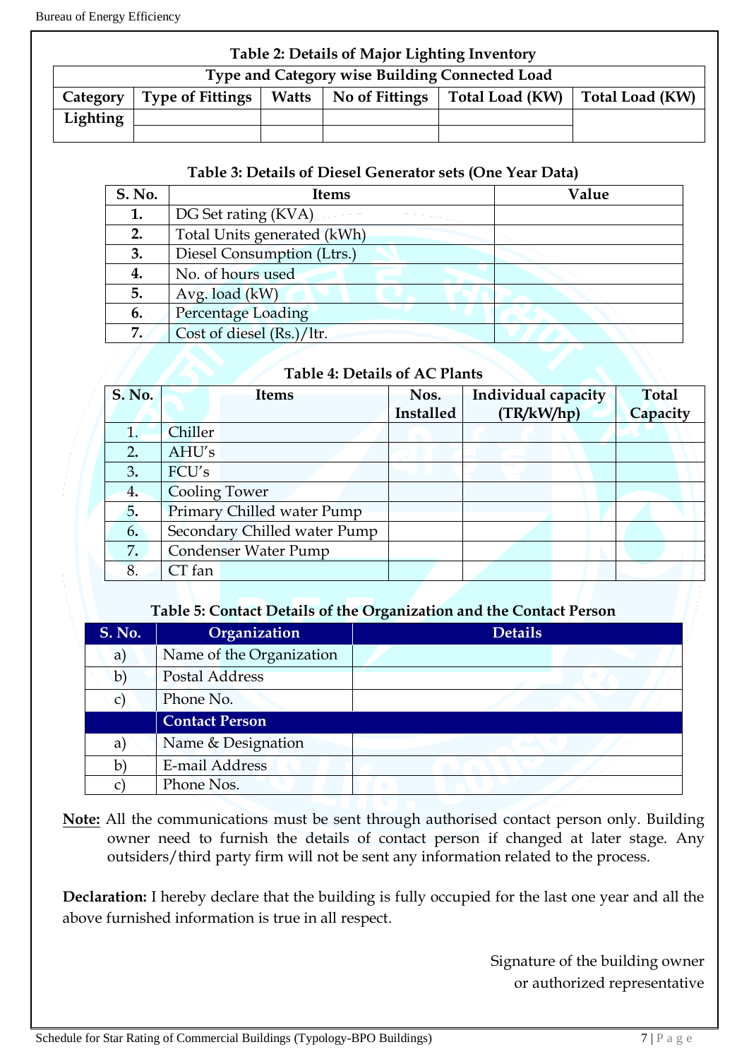**Table 2: Details of Major Lighting Inventory**

| Type and Category wise Building Connected Load | | | | | |
|---|---|---|---|---|---|
| Category | Type of Fittings | Watts | No of Fittings | Total Load (KW) | Total Load (KW) |
| Lighting | | | | | |
| | | | | | |

**Table 3: Details of Diesel Generator sets (One Year Data)**

| S. No. | Items | Value |
|---|---|---|
| 1. | DG Set rating (KVA) | |
| 2. | Total Units generated (kWh) | |
| 3. | Diesel Consumption (Ltrs.) | |
| 4. | No. of hours used | |
| 5. | Avg. load (kW) | |
| 6. | Percentage Loading | |
| 7. | Cost of diesel (Rs.)/ltr. | |

**Table 4: Details of AC Plants**

| S. No. | Items | Nos. Installed | Individual capacity (TR/kW/hp) | Total Capacity |
|---|---|---|---|---|
| 1. | Chiller | | | |
| 2. | AHU's | | | |
| 3. | FCU's | | | |
| 4. | Cooling Tower | | | |
| 5. | Primary Chilled water Pump | | | |
| 6. | Secondary Chilled water Pump | | | |
| 7. | Condenser Water Pump | | | |
| 8. | CT fan | | | |

**Table 5: Contact Details of the Organization and the Contact Person**

| S. No. | Organization | Details |
|---|---|---|
| a) | Name of the Organization | |
| b) | Postal Address | |
| c) | Phone No. | |
| | **Contact Person** | |
| a) | Name & Designation | |
| b) | E-mail Address | |
| c) | Phone Nos. | |

**Note:** All the communications must be sent through authorised contact person only. Building owner need to furnish the details of contact person if changed at later stage. Any outsiders/third party firm will not be sent any information related to the process.

**Declaration:** I hereby declare that the building is fully occupied for the last one year and all the above furnished information is true in all respect.

Signature of the building owner
or authorized representative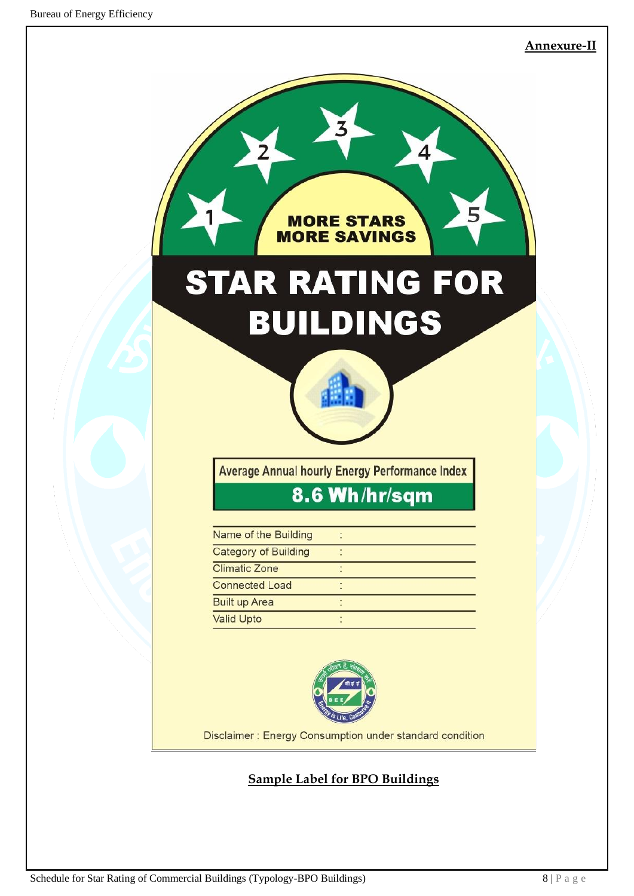**Annexure-II**

1 2 3 4 5

MORE STARS MORE SAVINGS

# STAR RATING FOR BUILDINGS

Average Annual hourly Energy Performance Index

**8.6 Wh/hr/sqm**

| | | |
|---|---|---|
| Name of the Building | : | |
| Category of Building | : | |
| Climatic Zone | : | |
| Connected Load | : | |
| Built up Area | : | |
| Valid Upto | : | |

Disclaimer : Energy Consumption under standard condition

**Sample Label for BPO Buildings**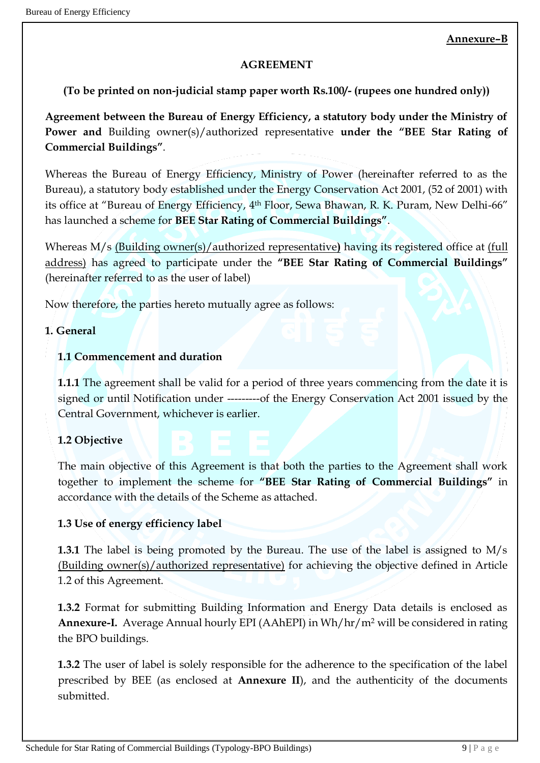**Annexure–B**

**AGREEMENT**

**(To be printed on non-judicial stamp paper worth Rs.100/- (rupees one hundred only))**

**Agreement between the Bureau of Energy Efficiency, a statutory body under the Ministry of Power and** Building owner(s)/authorized representative **under the "BEE Star Rating of Commercial Buildings"**.

Whereas the Bureau of Energy Efficiency, Ministry of Power (hereinafter referred to as the Bureau), a statutory body established under the Energy Conservation Act 2001, (52 of 2001) with its office at "Bureau of Energy Efficiency, 4th Floor, Sewa Bhawan, R. K. Puram, New Delhi-66" has launched a scheme for **BEE Star Rating of Commercial Buildings"**.

Whereas M/s (Building owner(s)/authorized representative**)** having its registered office at (full address) has agreed to participate under the **"BEE Star Rating of Commercial Buildings"** (hereinafter referred to as the user of label)

Now therefore, the parties hereto mutually agree as follows:

**1. General**

**1.1 Commencement and duration**

**1.1.1** The agreement shall be valid for a period of three years commencing from the date it is signed or until Notification under ---------of the Energy Conservation Act 2001 issued by the Central Government, whichever is earlier.

**1.2 Objective**

The main objective of this Agreement is that both the parties to the Agreement shall work together to implement the scheme for **"BEE Star Rating of Commercial Buildings"** in accordance with the details of the Scheme as attached.

**1.3 Use of energy efficiency label**

**1.3.1** The label is being promoted by the Bureau. The use of the label is assigned to M/s (Building owner(s)/authorized representative) for achieving the objective defined in Article 1.2 of this Agreement.

**1.3.2** Format for submitting Building Information and Energy Data details is enclosed as **Annexure-I.** Average Annual hourly EPI (AAhEPI) in Wh/hr/m$^2$ will be considered in rating the BPO buildings.

**1.3.2** The user of label is solely responsible for the adherence to the specification of the label prescribed by BEE (as enclosed at **Annexure II**), and the authenticity of the documents submitted.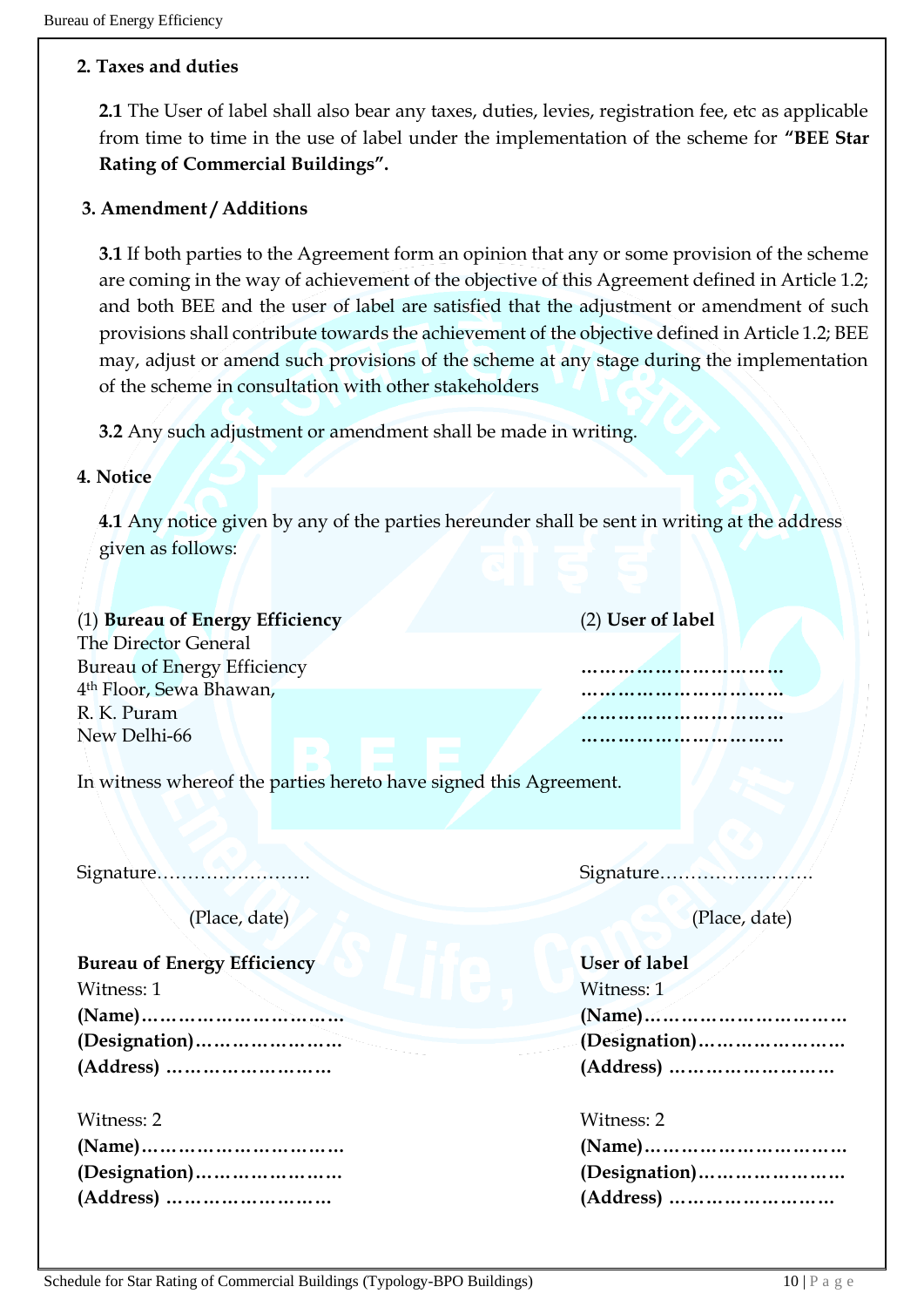**2. Taxes and duties**

**2.1** The User of label shall also bear any taxes, duties, levies, registration fee, etc as applicable from time to time in the use of label under the implementation of the scheme for **"BEE Star Rating of Commercial Buildings".**

**3. Amendment / Additions**

**3.1** If both parties to the Agreement form an opinion that any or some provision of the scheme are coming in the way of achievement of the objective of this Agreement defined in Article 1.2; and both BEE and the user of label are satisfied that the adjustment or amendment of such provisions shall contribute towards the achievement of the objective defined in Article 1.2; BEE may, adjust or amend such provisions of the scheme at any stage during the implementation of the scheme in consultation with other stakeholders

**3.2** Any such adjustment or amendment shall be made in writing.

**4. Notice**

**4.1** Any notice given by any of the parties hereunder shall be sent in writing at the address given as follows:

(1) **Bureau of Energy Efficiency**
The Director General
Bureau of Energy Efficiency
4th Floor, Sewa Bhawan,
R. K. Puram
New Delhi-66

(2) **User of label**
……………………………
……………………………
……………………………
……………………………

In witness whereof the parties hereto have signed this Agreement.

Signature……………………
(Place, date)

**Bureau of Energy Efficiency**

Witness: 1
**(Name)……………………………**
**(Designation)……………………**
**(Address) ………………………**

Witness: 2
**(Name)……………………………**
**(Designation)……………………**
**(Address) ………………………**

Signature……………………
(Place, date)

**User of label**

Witness: 1
**(Name)……………………………**
**(Designation)……………………**
**(Address) ………………………**

Witness: 2
**(Name)……………………………**
**(Designation)……………………**
**(Address) ………………………**